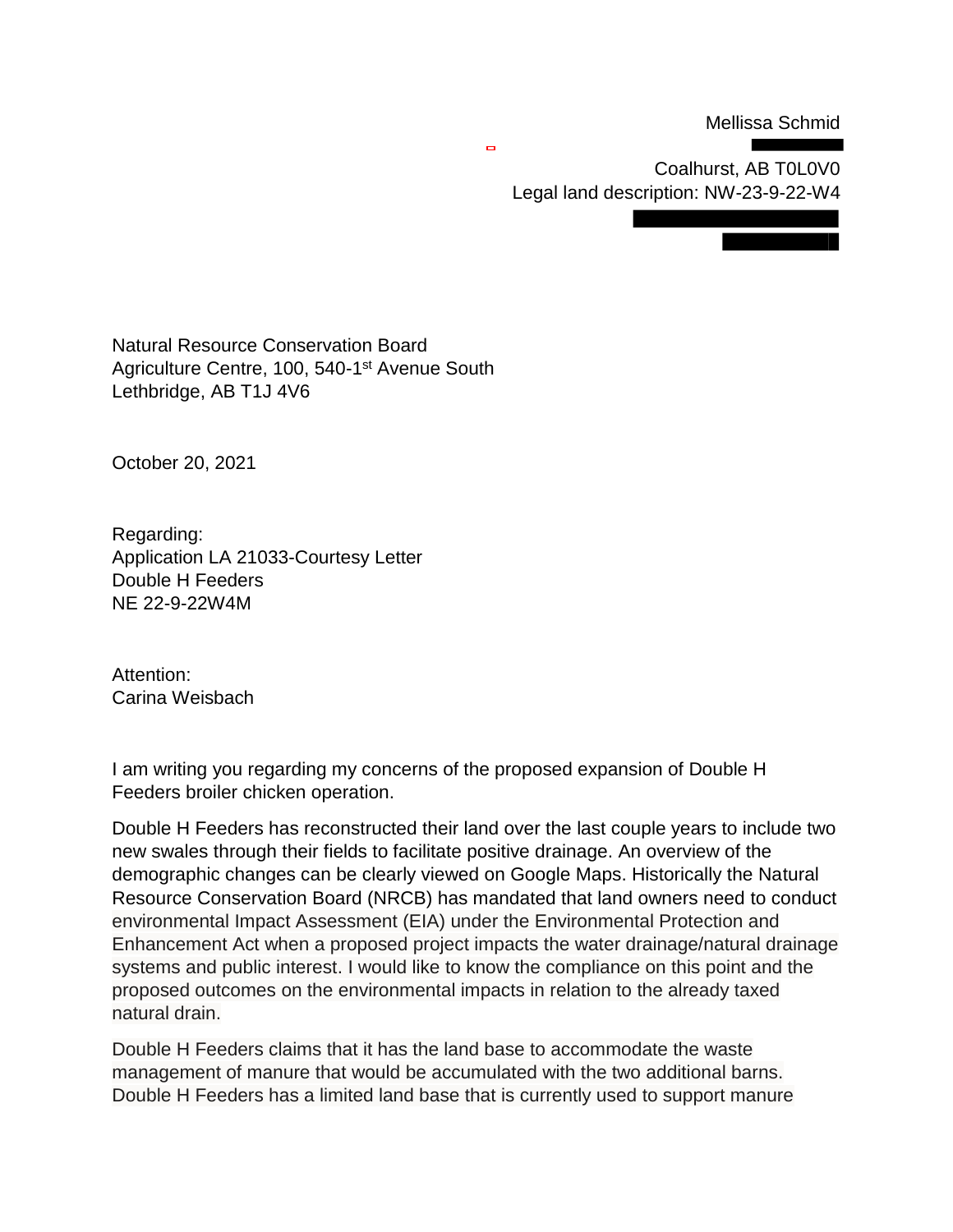Mellissa Schmid

Coalhurst, AB T0L0V0

Legal land description: NW-23-9-22-W4

Natural Resource Conservation Board
Agriculture Centre, 100, 540-1st Avenue South
Lethbridge, AB T1J 4V6

October 20, 2021

Regarding:
Application LA 21033-Courtesy Letter
Double H Feeders
NE 22-9-22W4M

Attention:
Carina Weisbach

I am writing you regarding my concerns of the proposed expansion of Double H Feeders broiler chicken operation.

Double H Feeders has reconstructed their land over the last couple years to include two new swales through their fields to facilitate positive drainage. An overview of the demographic changes can be clearly viewed on Google Maps. Historically the Natural Resource Conservation Board (NRCB) has mandated that land owners need to conduct environmental Impact Assessment (EIA) under the Environmental Protection and Enhancement Act when a proposed project impacts the water drainage/natural drainage systems and public interest. I would like to know the compliance on this point and the proposed outcomes on the environmental impacts in relation to the already taxed natural drain.

Double H Feeders claims that it has the land base to accommodate the waste management of manure that would be accumulated with the two additional barns. Double H Feeders has a limited land base that is currently used to support manure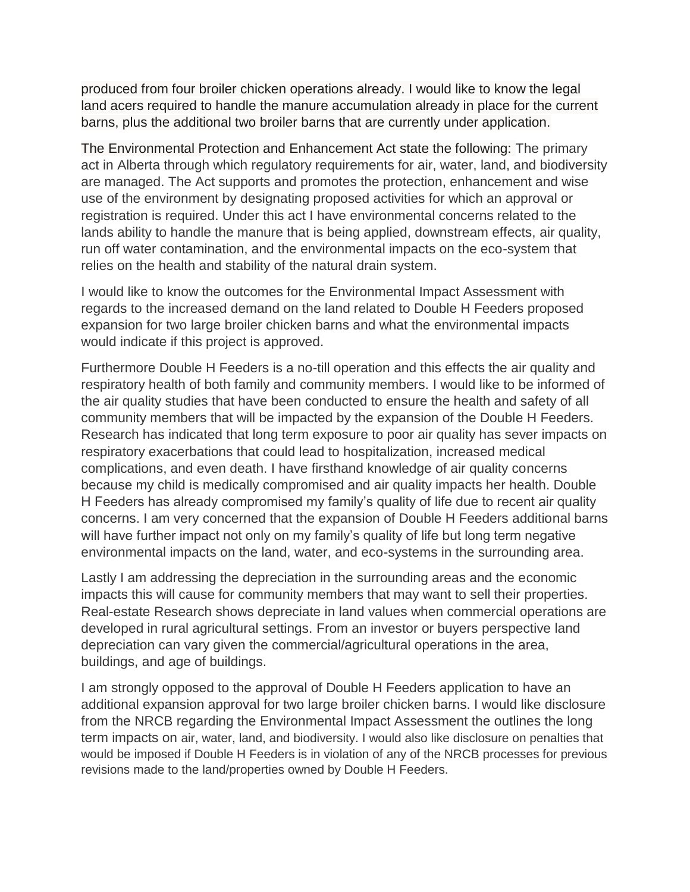produced from four broiler chicken operations already. I would like to know the legal land acers required to handle the manure accumulation already in place for the current barns, plus the additional two broiler barns that are currently under application.

The Environmental Protection and Enhancement Act state the following: The primary act in Alberta through which regulatory requirements for air, water, land, and biodiversity are managed. The Act supports and promotes the protection, enhancement and wise use of the environment by designating proposed activities for which an approval or registration is required. Under this act I have environmental concerns related to the lands ability to handle the manure that is being applied, downstream effects, air quality, run off water contamination, and the environmental impacts on the eco-system that relies on the health and stability of the natural drain system.

I would like to know the outcomes for the Environmental Impact Assessment with regards to the increased demand on the land related to Double H Feeders proposed expansion for two large broiler chicken barns and what the environmental impacts would indicate if this project is approved.

Furthermore Double H Feeders is a no-till operation and this effects the air quality and respiratory health of both family and community members. I would like to be informed of the air quality studies that have been conducted to ensure the health and safety of all community members that will be impacted by the expansion of the Double H Feeders. Research has indicated that long term exposure to poor air quality has sever impacts on respiratory exacerbations that could lead to hospitalization, increased medical complications, and even death. I have firsthand knowledge of air quality concerns because my child is medically compromised and air quality impacts her health. Double H Feeders has already compromised my family's quality of life due to recent air quality concerns. I am very concerned that the expansion of Double H Feeders additional barns will have further impact not only on my family's quality of life but long term negative environmental impacts on the land, water, and eco-systems in the surrounding area.

Lastly I am addressing the depreciation in the surrounding areas and the economic impacts this will cause for community members that may want to sell their properties. Real-estate Research shows depreciate in land values when commercial operations are developed in rural agricultural settings. From an investor or buyers perspective land depreciation can vary given the commercial/agricultural operations in the area, buildings, and age of buildings.

I am strongly opposed to the approval of Double H Feeders application to have an additional expansion approval for two large broiler chicken barns. I would like disclosure from the NRCB regarding the Environmental Impact Assessment the outlines the long term impacts on air, water, land, and biodiversity. I would also like disclosure on penalties that would be imposed if Double H Feeders is in violation of any of the NRCB processes for previous revisions made to the land/properties owned by Double H Feeders.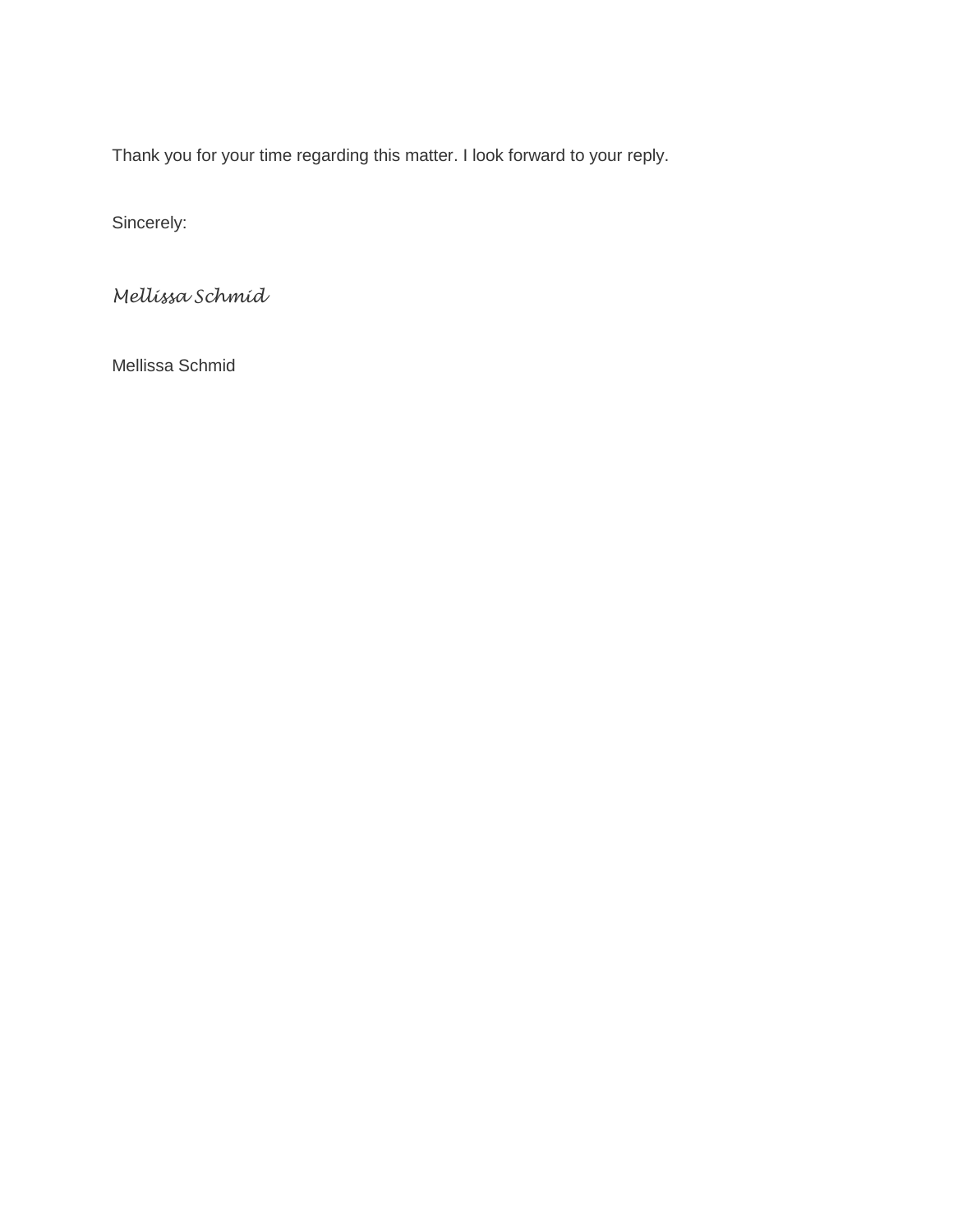Thank you for your time regarding this matter. I look forward to your reply.

Sincerely:

*Mellissa Schmid*

Mellissa Schmid